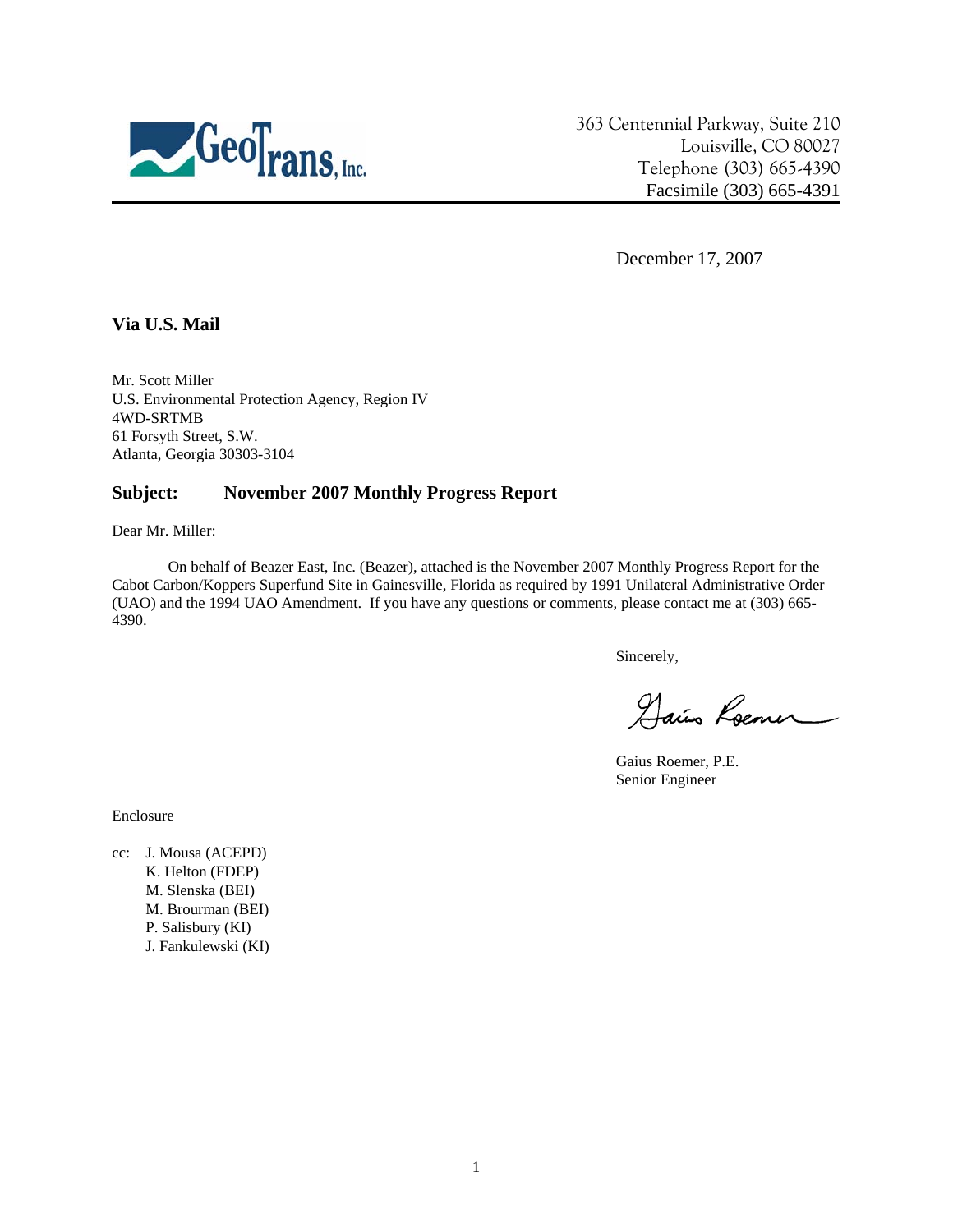GeoTrans, Inc.

363 Centennial Parkway, Suite 210
Louisville, CO 80027
Telephone (303) 665-4390
Facsimile (303) 665-4391

December 17, 2007

**Via U.S. Mail**

Mr. Scott Miller
U.S. Environmental Protection Agency, Region IV
4WD-SRTMB
61 Forsyth Street, S.W.
Atlanta, Georgia 30303-3104

**Subject: November 2007 Monthly Progress Report**

Dear Mr. Miller:

On behalf of Beazer East, Inc. (Beazer), attached is the November 2007 Monthly Progress Report for the Cabot Carbon/Koppers Superfund Site in Gainesville, Florida as required by 1991 Unilateral Administrative Order (UAO) and the 1994 UAO Amendment. If you have any questions or comments, please contact me at (303) 665-4390.

Sincerely,

Gaius Roemer

Gaius Roemer, P.E.
Senior Engineer

Enclosure

cc: J. Mousa (ACEPD)
K. Helton (FDEP)
M. Slenska (BEI)
M. Brourman (BEI)
P. Salisbury (KI)
J. Fankulewski (KI)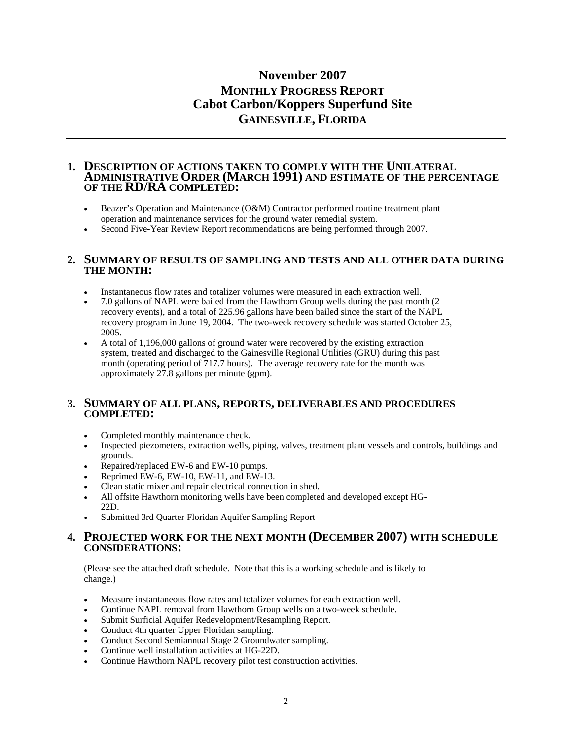# November 2007
## MONTHLY PROGRESS REPORT
## Cabot Carbon/Koppers Superfund Site
## GAINESVILLE, FLORIDA

---

### 1. DESCRIPTION OF ACTIONS TAKEN TO COMPLY WITH THE UNILATERAL ADMINISTRATIVE ORDER (MARCH 1991) AND ESTIMATE OF THE PERCENTAGE OF THE RD/RA COMPLETED:

- Beazer's Operation and Maintenance (O&M) Contractor performed routine treatment plant operation and maintenance services for the ground water remedial system.
- Second Five-Year Review Report recommendations are being performed through 2007.

### 2. SUMMARY OF RESULTS OF SAMPLING AND TESTS AND ALL OTHER DATA DURING THE MONTH:

- Instantaneous flow rates and totalizer volumes were measured in each extraction well.
- 7.0 gallons of NAPL were bailed from the Hawthorn Group wells during the past month (2 recovery events), and a total of 225.96 gallons have been bailed since the start of the NAPL recovery program in June 19, 2004. The two-week recovery schedule was started October 25, 2005.
- A total of 1,196,000 gallons of ground water were recovered by the existing extraction system, treated and discharged to the Gainesville Regional Utilities (GRU) during this past month (operating period of 717.7 hours). The average recovery rate for the month was approximately 27.8 gallons per minute (gpm).

### 3. SUMMARY OF ALL PLANS, REPORTS, DELIVERABLES AND PROCEDURES COMPLETED:

- Completed monthly maintenance check.
- Inspected piezometers, extraction wells, piping, valves, treatment plant vessels and controls, buildings and grounds.
- Repaired/replaced EW-6 and EW-10 pumps.
- Reprimed EW-6, EW-10, EW-11, and EW-13.
- Clean static mixer and repair electrical connection in shed.
- All offsite Hawthorn monitoring wells have been completed and developed except HG-22D.
- Submitted 3rd Quarter Floridan Aquifer Sampling Report

### 4. PROJECTED WORK FOR THE NEXT MONTH (DECEMBER 2007) WITH SCHEDULE CONSIDERATIONS:

(Please see the attached draft schedule. Note that this is a working schedule and is likely to change.)

- Measure instantaneous flow rates and totalizer volumes for each extraction well.
- Continue NAPL removal from Hawthorn Group wells on a two-week schedule.
- Submit Surficial Aquifer Redevelopment/Resampling Report.
- Conduct 4th quarter Upper Floridan sampling.
- Conduct Second Semiannual Stage 2 Groundwater sampling.
- Continue well installation activities at HG-22D.
- Continue Hawthorn NAPL recovery pilot test construction activities.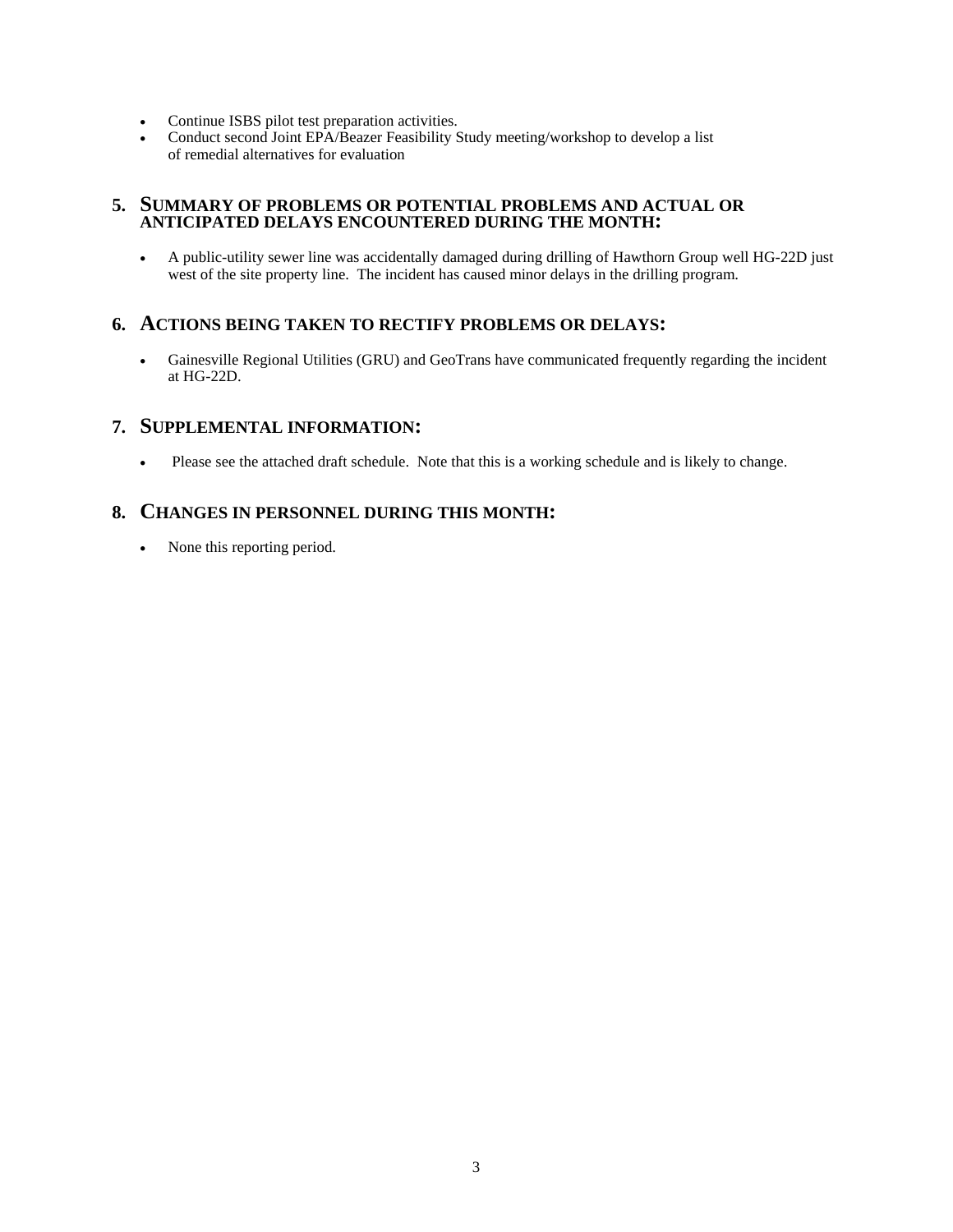- Continue ISBS pilot test preparation activities.
- Conduct second Joint EPA/Beazer Feasibility Study meeting/workshop to develop a list of remedial alternatives for evaluation

## 5. SUMMARY OF PROBLEMS OR POTENTIAL PROBLEMS AND ACTUAL OR ANTICIPATED DELAYS ENCOUNTERED DURING THE MONTH:

- A public-utility sewer line was accidentally damaged during drilling of Hawthorn Group well HG-22D just west of the site property line. The incident has caused minor delays in the drilling program.

## 6. ACTIONS BEING TAKEN TO RECTIFY PROBLEMS OR DELAYS:

- Gainesville Regional Utilities (GRU) and GeoTrans have communicated frequently regarding the incident at HG-22D.

## 7. SUPPLEMENTAL INFORMATION:

- Please see the attached draft schedule. Note that this is a working schedule and is likely to change.

## 8. CHANGES IN PERSONNEL DURING THIS MONTH:

- None this reporting period.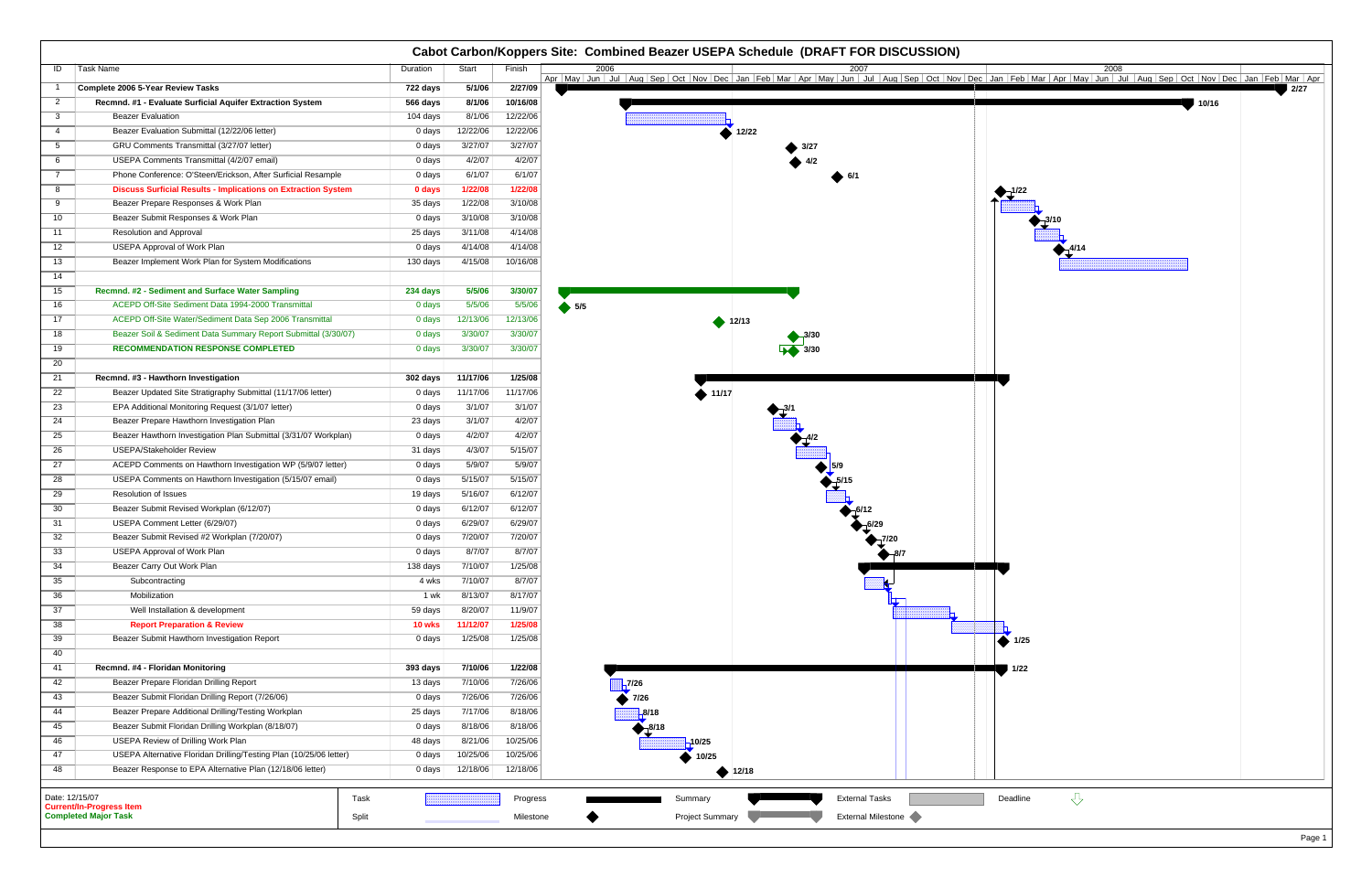# Cabot Carbon/Koppers Site: Combined Beazer USEPA Schedule (DRAFT FOR DISCUSSION)

| ID | Task Name | Duration | Start | Finish |
|---|---|---|---|---|
| 1 | **Complete 2006 5-Year Review Tasks** | **722 days** | **5/1/06** | **2/27/09** |
| 2 | **Recmnd. #1 - Evaluate Surficial Aquifer Extraction System** | **566 days** | **8/1/06** | **10/16/08** |
| 3 | Beazer Evaluation | 104 days | 8/1/06 | 12/22/06 |
| 4 | Beazer Evaluation Submittal (12/22/06 letter) | 0 days | 12/22/06 | 12/22/06 |
| 5 | GRU Comments Transmittal (3/27/07 letter) | 0 days | 3/27/07 | 3/27/07 |
| 6 | USEPA Comments Transmittal (4/2/07 email) | 0 days | 4/2/07 | 4/2/07 |
| 7 | Phone Conference: O'Steen/Erickson, After Surficial Resample | 0 days | 6/1/07 | 6/1/07 |
| 8 | **Discuss Surficial Results - Implications on Extraction System** | **0 days** | **1/22/08** | **1/22/08** |
| 9 | Beazer Prepare Responses & Work Plan | 35 days | 1/22/08 | 3/10/08 |
| 10 | Beazer Submit Responses & Work Plan | 0 days | 3/10/08 | 3/10/08 |
| 11 | Resolution and Approval | 25 days | 3/11/08 | 4/14/08 |
| 12 | USEPA Approval of Work Plan | 0 days | 4/14/08 | 4/14/08 |
| 13 | Beazer Implement Work Plan for System Modifications | 130 days | 4/15/08 | 10/16/08 |
| 14 | | | | |
| 15 | **Recmnd. #2 - Sediment and Surface Water Sampling** | **234 days** | **5/5/06** | **3/30/07** |
| 16 | ACEPD Off-Site Sediment Data 1994-2000 Transmittal | 0 days | 5/5/06 | 5/5/06 |
| 17 | ACEPD Off-Site Water/Sediment Data Sep 2006 Transmittal | 0 days | 12/13/06 | 12/13/06 |
| 18 | Beazer Soil & Sediment Data Summary Report Submittal (3/30/07) | 0 days | 3/30/07 | 3/30/07 |
| 19 | **RECOMMENDATION RESPONSE COMPLETED** | 0 days | 3/30/07 | 3/30/07 |
| 20 | | | | |
| 21 | **Recmnd. #3 - Hawthorn Investigation** | **302 days** | **11/17/06** | **1/25/08** |
| 22 | Beazer Updated Site Stratigraphy Submittal (11/17/06 letter) | 0 days | 11/17/06 | 11/17/06 |
| 23 | EPA Additional Monitoring Request (3/1/07 letter) | 0 days | 3/1/07 | 3/1/07 |
| 24 | Beazer Prepare Hawthorn Investigation Plan | 23 days | 3/1/07 | 4/2/07 |
| 25 | Beazer Hawthorn Investigation Plan Submittal (3/31/07 Workplan) | 0 days | 4/2/07 | 4/2/07 |
| 26 | USEPA/Stakeholder Review | 31 days | 4/3/07 | 5/15/07 |
| 27 | ACEPD Comments on Hawthorn Investigation WP (5/9/07 letter) | 0 days | 5/9/07 | 5/9/07 |
| 28 | USEPA Comments on Hawthorn Investigation (5/15/07 email) | 0 days | 5/15/07 | 5/15/07 |
| 29 | Resolution of Issues | 19 days | 5/16/07 | 6/12/07 |
| 30 | Beazer Submit Revised Workplan (6/12/07) | 0 days | 6/12/07 | 6/12/07 |
| 31 | USEPA Comment Letter (6/29/07) | 0 days | 6/29/07 | 6/29/07 |
| 32 | Beazer Submit Revised #2 Workplan (7/20/07) | 0 days | 7/20/07 | 7/20/07 |
| 33 | USEPA Approval of Work Plan | 0 days | 8/7/07 | 8/7/07 |
| 34 | Beazer Carry Out Work Plan | 138 days | 7/10/07 | 1/25/08 |
| 35 | Subcontracting | 4 wks | 7/10/07 | 8/7/07 |
| 36 | Mobilization | 1 wk | 8/13/07 | 8/17/07 |
| 37 | Well Installation & development | 59 days | 8/20/07 | 11/9/07 |
| 38 | **Report Preparation & Review** | **10 wks** | **11/12/07** | **1/25/08** |
| 39 | Beazer Submit Hawthorn Investigation Report | 0 days | 1/25/08 | 1/25/08 |
| 40 | | | | |
| 41 | **Recmnd. #4 - Floridan Monitoring** | **393 days** | **7/10/06** | **1/22/08** |
| 42 | Beazer Prepare Floridan Drilling Report | 13 days | 7/10/06 | 7/26/06 |
| 43 | Beazer Submit Floridan Drilling Report (7/26/06) | 0 days | 7/26/06 | 7/26/06 |
| 44 | Beazer Prepare Additional Drilling/Testing Workplan | 25 days | 7/17/06 | 8/18/06 |
| 45 | Beazer Submit Floridan Drilling Workplan (8/18/07) | 0 days | 8/18/06 | 8/18/06 |
| 46 | USEPA Review of Drilling Work Plan | 48 days | 8/21/06 | 10/25/06 |
| 47 | USEPA Alternative Floridan Drilling/Testing Plan (10/25/06 letter) | 0 days | 10/25/06 | 10/25/06 |
| 48 | Beazer Response to EPA Alternative Plan (12/18/06 letter) | 0 days | 12/18/06 | 12/18/06 |

Date: 12/15/07
**Current/In-Progress Item**
**Completed Major Task**

Legend: Task, Split, Progress, Milestone, Summary, Project Summary, External Tasks, External Milestone, Deadline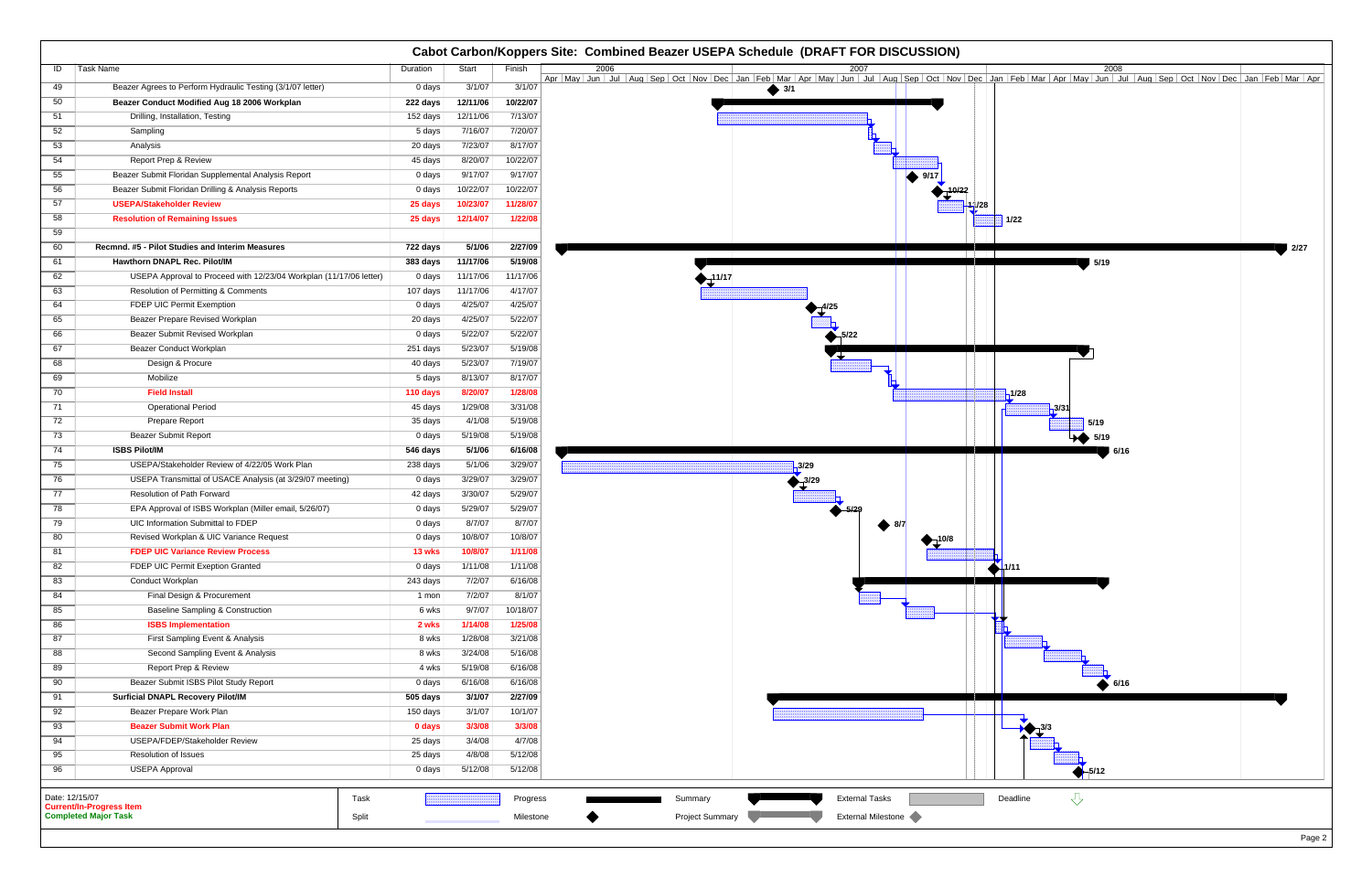# Cabot Carbon/Koppers Site: Combined Beazer USEPA Schedule (DRAFT FOR DISCUSSION)

| ID | Task Name | Duration | Start | Finish |
|---|---|---|---|---|
| 49 | Beazer Agrees to Perform Hydraulic Testing (3/1/07 letter) | 0 days | 3/1/07 | 3/1/07 |
| 50 | **Beazer Conduct Modified Aug 18 2006 Workplan** | **222 days** | **12/11/06** | **10/22/07** |
| 51 | Drilling, Installation, Testing | 152 days | 12/11/06 | 7/13/07 |
| 52 | Sampling | 5 days | 7/16/07 | 7/20/07 |
| 53 | Analysis | 20 days | 7/23/07 | 8/17/07 |
| 54 | Report Prep & Review | 45 days | 8/20/07 | 10/22/07 |
| 55 | Beazer Submit Floridan Supplemental Analysis Report | 0 days | 9/17/07 | 9/17/07 |
| 56 | Beazer Submit Floridan Drilling & Analysis Reports | 0 days | 10/22/07 | 10/22/07 |
| 57 | **USEPA/Stakeholder Review** | **25 days** | **10/23/07** | **11/28/07** |
| 58 | **Resolution of Remaining Issues** | **25 days** | **12/14/07** | **1/22/08** |
| 59 | | | | |
| 60 | **Recmnd. #5 - Pilot Studies and Interim Measures** | **722 days** | **5/1/06** | **2/27/09** |
| 61 | **Hawthorn DNAPL Rec. Pilot/IM** | **383 days** | **11/17/06** | **5/19/08** |
| 62 | USEPA Approval to Proceed with 12/23/04 Workplan (11/17/06 letter) | 0 days | 11/17/06 | 11/17/06 |
| 63 | Resolution of Permitting & Comments | 107 days | 11/17/06 | 4/17/07 |
| 64 | FDEP UIC Permit Exemption | 0 days | 4/25/07 | 4/25/07 |
| 65 | Beazer Prepare Revised Workplan | 20 days | 4/25/07 | 5/22/07 |
| 66 | Beazer Submit Revised Workplan | 0 days | 5/22/07 | 5/22/07 |
| 67 | Beazer Conduct Workplan | 251 days | 5/23/07 | 5/19/08 |
| 68 | Design & Procure | 40 days | 5/23/07 | 7/19/07 |
| 69 | Mobilize | 5 days | 8/13/07 | 8/17/07 |
| 70 | **Field Install** | **110 days** | **8/20/07** | **1/28/08** |
| 71 | Operational Period | 45 days | 1/29/08 | 3/31/08 |
| 72 | Prepare Report | 35 days | 4/1/08 | 5/19/08 |
| 73 | Beazer Submit Report | 0 days | 5/19/08 | 5/19/08 |
| 74 | **ISBS Pilot/IM** | **546 days** | **5/1/06** | **6/16/08** |
| 75 | USEPA/Stakeholder Review of 4/22/05 Work Plan | 238 days | 5/1/06 | 3/29/07 |
| 76 | USEPA Transmittal of USACE Analysis (at 3/29/07 meeting) | 0 days | 3/29/07 | 3/29/07 |
| 77 | Resolution of Path Forward | 42 days | 3/30/07 | 5/29/07 |
| 78 | EPA Approval of ISBS Workplan (Miller email, 5/26/07) | 0 days | 5/29/07 | 5/29/07 |
| 79 | UIC Information Submittal to FDEP | 0 days | 8/7/07 | 8/7/07 |
| 80 | Revised Workplan & UIC Variance Request | 0 days | 10/8/07 | 10/8/07 |
| 81 | **FDEP UIC Variance Review Process** | **13 wks** | **10/8/07** | **1/11/08** |
| 82 | FDEP UIC Permit Exeption Granted | 0 days | 1/11/08 | 1/11/08 |
| 83 | Conduct Workplan | 243 days | 7/2/07 | 6/16/08 |
| 84 | Final Design & Procurement | 1 mon | 7/2/07 | 8/1/07 |
| 85 | Baseline Sampling & Construction | 6 wks | 9/7/07 | 10/18/07 |
| 86 | **ISBS Implementation** | **2 wks** | **1/14/08** | **1/25/08** |
| 87 | First Sampling Event & Analysis | 8 wks | 1/28/08 | 3/21/08 |
| 88 | Second Sampling Event & Analysis | 8 wks | 3/24/08 | 5/16/08 |
| 89 | Report Prep & Review | 4 wks | 5/19/08 | 6/16/08 |
| 90 | Beazer Submit ISBS Pilot Study Report | 0 days | 6/16/08 | 6/16/08 |
| 91 | **Surficial DNAPL Recovery Pilot/IM** | **505 days** | **3/1/07** | **2/27/09** |
| 92 | Beazer Prepare Work Plan | 150 days | 3/1/07 | 10/1/07 |
| 93 | **Beazer Submit Work Plan** | **0 days** | **3/3/08** | **3/3/08** |
| 94 | USEPA/FDEP/Stakeholder Review | 25 days | 3/4/08 | 4/7/08 |
| 95 | Resolution of Issues | 25 days | 4/8/08 | 5/12/08 |
| 96 | USEPA Approval | 0 days | 5/12/08 | 5/12/08 |

Date: 12/15/07
**Current/In-Progress Item**
**Completed Major Task**

Legend: Task, Split, Progress, Milestone, Summary, Project Summary, External Tasks, External Milestone, Deadline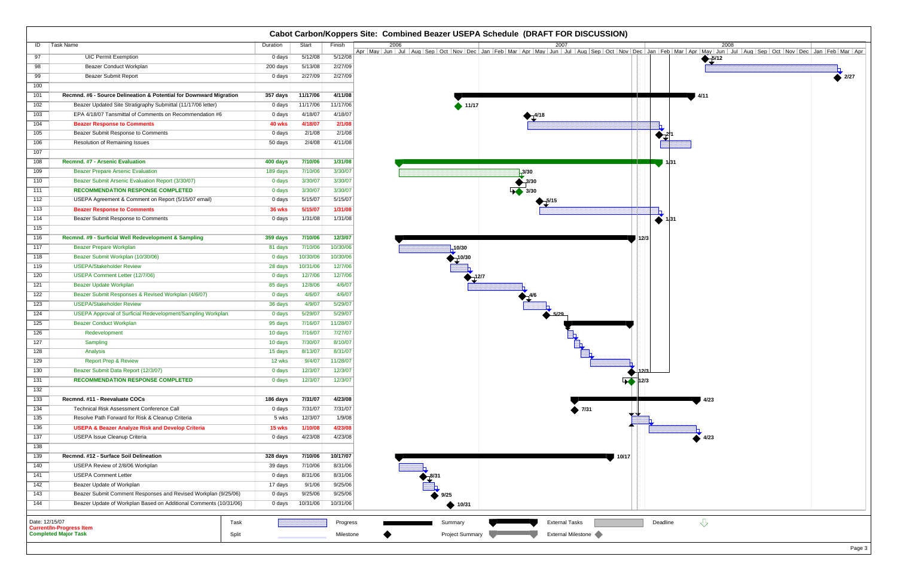# Cabot Carbon/Koppers Site: Combined Beazer USEPA Schedule (DRAFT FOR DISCUSSION)

| ID | Task Name | Duration | Start | Finish |
|---|---|---|---|---|
| 97 | UIC Permit Exemption | 0 days | 5/12/08 | 5/12/08 |
| 98 | Beazer Conduct Workplan | 200 days | 5/13/08 | 2/27/09 |
| 99 | Beazer Submit Report | 0 days | 2/27/09 | 2/27/09 |
| 100 | | | | |
| 101 | **Recmnd. #6 - Source Delineation & Potential for Downward Migration** | **357 days** | **11/17/06** | **4/11/08** |
| 102 | Beazer Updated Site Stratigraphy Submittal (11/17/06 letter) | 0 days | 11/17/06 | 11/17/06 |
| 103 | EPA 4/18/07 Tansmittal of Comments on Recommendation #6 | 0 days | 4/18/07 | 4/18/07 |
| 104 | **Beazer Response to Comments** | **40 wks** | **4/18/07** | **2/1/08** |
| 105 | Beazer Submit Response to Comments | 0 days | 2/1/08 | 2/1/08 |
| 106 | Resolution of Remaining Issues | 50 days | 2/4/08 | 4/11/08 |
| 107 | | | | |
| 108 | **Recmnd. #7 - Arsenic Evaluation** | **400 days** | **7/10/06** | **1/31/08** |
| 109 | Beazer Prepare Arsenic Evaluation | 189 days | 7/10/06 | 3/30/07 |
| 110 | Beazer Submit Arsenic Evaluation Report (3/30/07) | 0 days | 3/30/07 | 3/30/07 |
| 111 | **RECOMMENDATION RESPONSE COMPLETED** | 0 days | 3/30/07 | 3/30/07 |
| 112 | USEPA Agreement & Comment on Report (5/15/07 email) | 0 days | 5/15/07 | 5/15/07 |
| 113 | **Beazer Response to Comments** | **36 wks** | **5/15/07** | **1/31/08** |
| 114 | Beazer Submit Response to Comments | 0 days | 1/31/08 | 1/31/08 |
| 115 | | | | |
| 116 | **Recmnd. #9 - Surficial Well Redevelopment & Sampling** | **359 days** | **7/10/06** | **12/3/07** |
| 117 | Beazer Prepare Workplan | 81 days | 7/10/06 | 10/30/06 |
| 118 | Beazer Submit Workplan (10/30/06) | 0 days | 10/30/06 | 10/30/06 |
| 119 | USEPA/Stakeholder Review | 28 days | 10/31/06 | 12/7/06 |
| 120 | USEPA Comment Letter (12/7/06) | 0 days | 12/7/06 | 12/7/06 |
| 121 | Beazer Update Workplan | 85 days | 12/8/06 | 4/6/07 |
| 122 | Beazer Submit Responses & Revised Workplan (4/6/07) | 0 days | 4/6/07 | 4/6/07 |
| 123 | USEPA/Stakeholder Review | 36 days | 4/9/07 | 5/29/07 |
| 124 | USEPA Approval of Surficial Redevelopment/Sampling Workplan | 0 days | 5/29/07 | 5/29/07 |
| 125 | Beazer Conduct Workplan | 95 days | 7/16/07 | 11/28/07 |
| 126 | Redevelopment | 10 days | 7/16/07 | 7/27/07 |
| 127 | Sampling | 10 days | 7/30/07 | 8/10/07 |
| 128 | Analysis | 15 days | 8/13/07 | 8/31/07 |
| 129 | Report Prep & Review | 12 wks | 9/4/07 | 11/28/07 |
| 130 | Beazer Submit Data Report (12/3/07) | 0 days | 12/3/07 | 12/3/07 |
| 131 | **RECOMMENDATION RESPONSE COMPLETED** | 0 days | 12/3/07 | 12/3/07 |
| 132 | | | | |
| 133 | **Recmnd. #11 - Reevaluate COCs** | **186 days** | **7/31/07** | **4/23/08** |
| 134 | Technical Risk Assessment Conference Call | 0 days | 7/31/07 | 7/31/07 |
| 135 | Resolve Path Forward for Risk & Cleanup Criteria | 5 wks | 12/3/07 | 1/9/08 |
| 136 | **USEPA & Beazer Analyze Risk and Develop Criteria** | **15 wks** | **1/10/08** | **4/23/08** |
| 137 | USEPA Issue Cleanup Criteria | 0 days | 4/23/08 | 4/23/08 |
| 138 | | | | |
| 139 | **Recmnd. #12 - Surface Soil Delineation** | **328 days** | **7/10/06** | **10/17/07** |
| 140 | USEPA Review of 2/8/06 Workplan | 39 days | 7/10/06 | 8/31/06 |
| 141 | USEPA Comment Letter | 0 days | 8/31/06 | 8/31/06 |
| 142 | Beazer Update of Workplan | 17 days | 9/1/06 | 9/25/06 |
| 143 | Beazer Submit Comment Responses and Revised Workplan (9/25/06) | 0 days | 9/25/06 | 9/25/06 |
| 144 | Beazer Update of Workplan Based on Additional Comments (10/31/06) | 0 days | 10/31/06 | 10/31/06 |

Date: 12/15/07
**Current/In-Progress Item**
**Completed Major Task**

Legend: Task, Split, Progress, Milestone, Summary, Project Summary, External Tasks, External Milestone, Deadline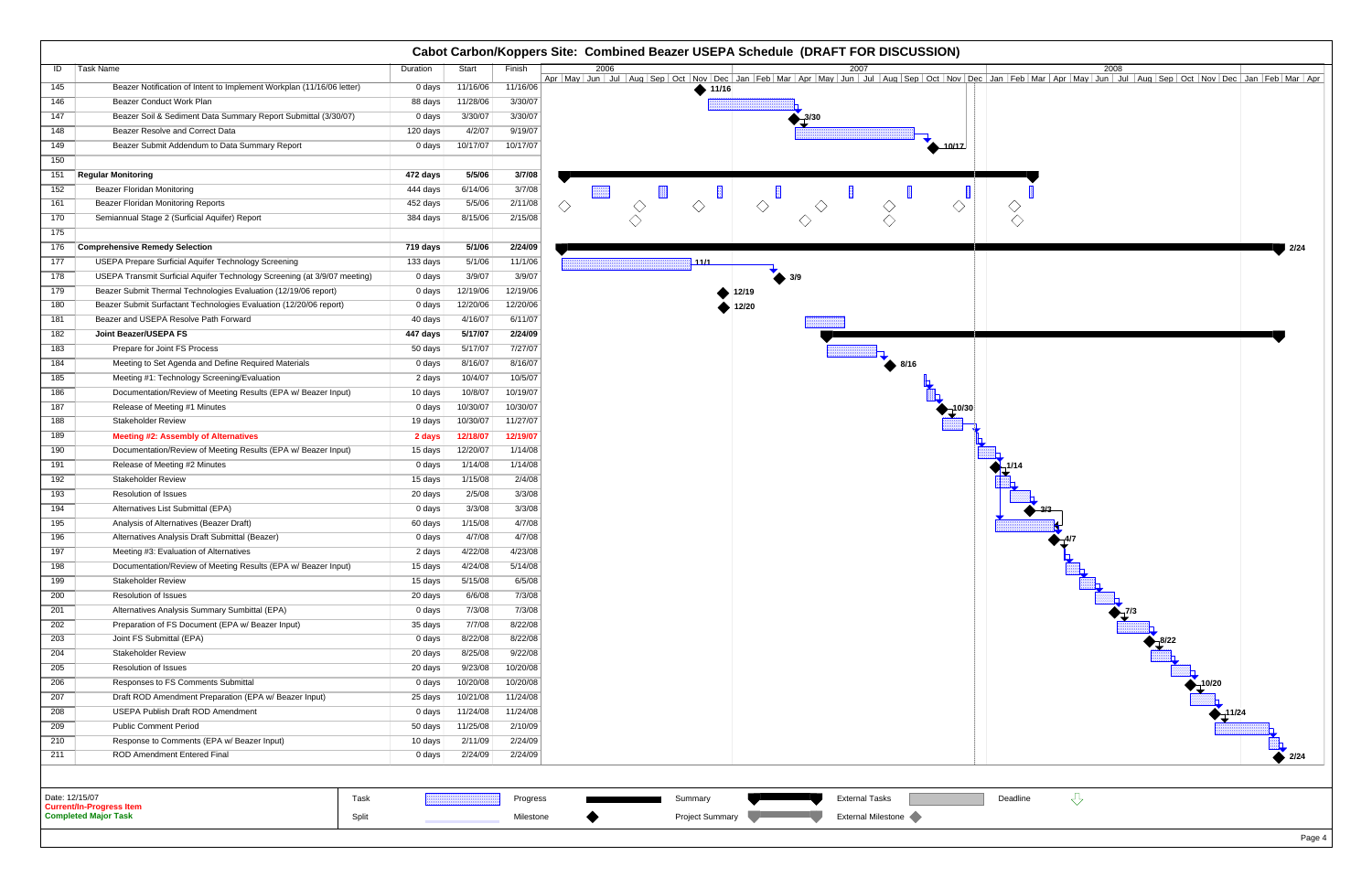# Cabot Carbon/Koppers Site: Combined Beazer USEPA Schedule (DRAFT FOR DISCUSSION)

| ID | Task Name | Duration | Start | Finish |
|---|---|---|---|---|
| 145 | Beazer Notification of Intent to Implement Workplan (11/16/06 letter) | 0 days | 11/16/06 | 11/16/06 |
| 146 | Beazer Conduct Work Plan | 88 days | 11/28/06 | 3/30/07 |
| 147 | Beazer Soil & Sediment Data Summary Report Submittal (3/30/07) | 0 days | 3/30/07 | 3/30/07 |
| 148 | Beazer Resolve and Correct Data | 120 days | 4/2/07 | 9/19/07 |
| 149 | Beazer Submit Addendum to Data Summary Report | 0 days | 10/17/07 | 10/17/07 |
| 150 | | | | |
| 151 | **Regular Monitoring** | **472 days** | **5/5/06** | **3/7/08** |
| 152 | Beazer Floridan Monitoring | 444 days | 6/14/06 | 3/7/08 |
| 161 | Beazer Floridan Monitoring Reports | 452 days | 5/5/06 | 2/11/08 |
| 170 | Semiannual Stage 2 (Surficial Aquifer) Report | 384 days | 8/15/06 | 2/15/08 |
| 175 | | | | |
| 176 | **Comprehensive Remedy Selection** | **719 days** | **5/1/06** | **2/24/09** |
| 177 | USEPA Prepare Surficial Aquifer Technology Screening | 133 days | 5/1/06 | 11/1/06 |
| 178 | USEPA Transmit Surficial Aquifer Technology Screening (at 3/9/07 meeting) | 0 days | 3/9/07 | 3/9/07 |
| 179 | Beazer Submit Thermal Technologies Evaluation (12/19/06 report) | 0 days | 12/19/06 | 12/19/06 |
| 180 | Beazer Submit Surfactant Technologies Evaluation (12/20/06 report) | 0 days | 12/20/06 | 12/20/06 |
| 181 | Beazer and USEPA Resolve Path Forward | 40 days | 4/16/07 | 6/11/07 |
| 182 | **Joint Beazer/USEPA FS** | **447 days** | **5/17/07** | **2/24/09** |
| 183 | Prepare for Joint FS Process | 50 days | 5/17/07 | 7/27/07 |
| 184 | Meeting to Set Agenda and Define Required Materials | 0 days | 8/16/07 | 8/16/07 |
| 185 | Meeting #1: Technology Screening/Evaluation | 2 days | 10/4/07 | 10/5/07 |
| 186 | Documentation/Review of Meeting Results (EPA w/ Beazer Input) | 10 days | 10/8/07 | 10/19/07 |
| 187 | Release of Meeting #1 Minutes | 0 days | 10/30/07 | 10/30/07 |
| 188 | Stakeholder Review | 19 days | 10/30/07 | 11/27/07 |
| 189 | **Meeting #2: Assembly of Alternatives** | **2 days** | **12/18/07** | **12/19/07** |
| 190 | Documentation/Review of Meeting Results (EPA w/ Beazer Input) | 15 days | 12/20/07 | 1/14/08 |
| 191 | Release of Meeting #2 Minutes | 0 days | 1/14/08 | 1/14/08 |
| 192 | Stakeholder Review | 15 days | 1/15/08 | 2/4/08 |
| 193 | Resolution of Issues | 20 days | 2/5/08 | 3/3/08 |
| 194 | Alternatives List Submittal (EPA) | 0 days | 3/3/08 | 3/3/08 |
| 195 | Analysis of Alternatives (Beazer Draft) | 60 days | 1/15/08 | 4/7/08 |
| 196 | Alternatives Analysis Draft Submittal (Beazer) | 0 days | 4/7/08 | 4/7/08 |
| 197 | Meeting #3: Evaluation of Alternatives | 2 days | 4/22/08 | 4/23/08 |
| 198 | Documentation/Review of Meeting Results (EPA w/ Beazer Input) | 15 days | 4/24/08 | 5/14/08 |
| 199 | Stakeholder Review | 15 days | 5/15/08 | 6/5/08 |
| 200 | Resolution of Issues | 20 days | 6/6/08 | 7/3/08 |
| 201 | Alternatives Analysis Summary Submittal (EPA) | 0 days | 7/3/08 | 7/3/08 |
| 202 | Preparation of FS Document (EPA w/ Beazer Input) | 35 days | 7/7/08 | 8/22/08 |
| 203 | Joint FS Submittal (EPA) | 0 days | 8/22/08 | 8/22/08 |
| 204 | Stakeholder Review | 20 days | 8/25/08 | 9/22/08 |
| 205 | Resolution of Issues | 20 days | 9/23/08 | 10/20/08 |
| 206 | Responses to FS Comments Submittal | 0 days | 10/20/08 | 10/20/08 |
| 207 | Draft ROD Amendment Preparation (EPA w/ Beazer Input) | 25 days | 10/21/08 | 11/24/08 |
| 208 | USEPA Publish Draft ROD Amendment | 0 days | 11/24/08 | 11/24/08 |
| 209 | Public Comment Period | 50 days | 11/25/08 | 2/10/09 |
| 210 | Response to Comments (EPA w/ Beazer Input) | 10 days | 2/11/09 | 2/24/09 |
| 211 | ROD Amendment Entered Final | 0 days | 2/24/09 | 2/24/09 |

Date: 12/15/07
**Current/In-Progress Item**
**Completed Major Task**

Legend: Task, Split, Progress, Milestone, Summary, Project Summary, External Tasks, External Milestone, Deadline